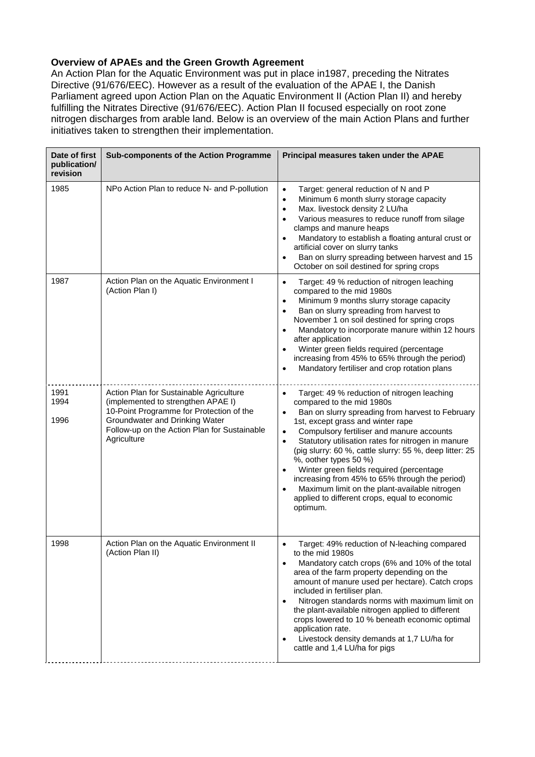**Overview of APAEs and the Green Growth Agreement**

An Action Plan for the Aquatic Environment was put in place in1987, preceding the Nitrates Directive (91/676/EEC). However as a result of the evaluation of the APAE I, the Danish Parliament agreed upon Action Plan on the Aquatic Environment II (Action Plan II) and hereby fulfilling the Nitrates Directive (91/676/EEC). Action Plan II focused especially on root zone nitrogen discharges from arable land. Below is an overview of the main Action Plans and further initiatives taken to strengthen their implementation.

| Date of first publication/ revision | Sub-components of the Action Programme | Principal measures taken under the APAE |
|---|---|---|
| 1985 | NPo Action Plan to reduce N- and P-pollution | • Target: general reduction of N and P<br>• Minimum 6 month slurry storage capacity<br>• Max. livestock density 2 LU/ha<br>• Various measures to reduce runoff from silage clamps and manure heaps<br>• Mandatory to establish a floating antural crust or artificial cover on slurry tanks<br>• Ban on slurry spreading between harvest and 15 October on soil destined for spring crops |
| 1987 | Action Plan on the Aquatic Environment I (Action Plan I) | • Target: 49 % reduction of nitrogen leaching compared to the mid 1980s<br>• Minimum 9 months slurry storage capacity<br>• Ban on slurry spreading from harvest to November 1 on soil destined for spring crops<br>• Mandatory to incorporate manure within 12 hours after application<br>• Winter green fields required (percentage increasing from 45% to 65% through the period)<br>• Mandatory fertiliser and crop rotation plans |
| 1991<br>1994<br><br>1996 | Action Plan for Sustainable Agriculture (implemented to strengthen APAE I)<br>10-Point Programme for Protection of the Groundwater and Drinking Water<br>Follow-up on the Action Plan for Sustainable Agriculture | • Target: 49 % reduction of nitrogen leaching compared to the mid 1980s<br>• Ban on slurry spreading from harvest to February 1st, except grass and winter rape<br>• Compulsory fertiliser and manure accounts<br>• Statutory utilisation rates for nitrogen in manure (pig slurry: 60 %, cattle slurry: 55 %, deep litter: 25 %, oother types 50 %)<br>• Winter green fields required (percentage increasing from 45% to 65% through the period)<br>• Maximum limit on the plant-available nitrogen applied to different crops, equal to economic optimum. |
| 1998 | Action Plan on the Aquatic Environment II (Action Plan II) | • Target: 49% reduction of N-leaching compared to the mid 1980s<br>• Mandatory catch crops (6% and 10% of the total area of the farm property depending on the amount of manure used per hectare). Catch crops included in fertiliser plan.<br>• Nitrogen standards norms with maximum limit on the plant-available nitrogen applied to different crops lowered to 10 % beneath economic optimal application rate.<br>• Livestock density demands at 1,7 LU/ha for cattle and 1,4 LU/ha for pigs |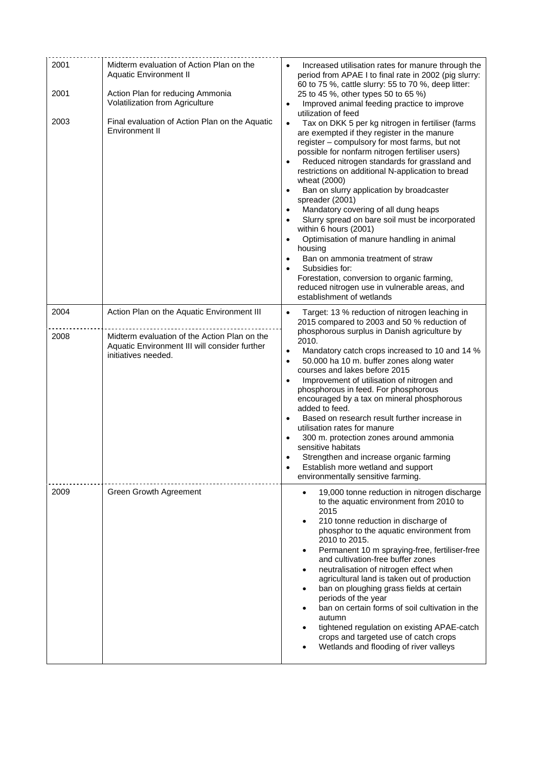| | | |
|---|---|---|
| 2001<br><br>2001<br><br>2003 | Midterm evaluation of Action Plan on the Aquatic Environment II<br><br>Action Plan for reducing Ammonia Volatilization from Agriculture<br><br>Final evaluation of Action Plan on the Aquatic Environment II | • Increased utilisation rates for manure through the period from APAE I to final rate in 2002 (pig slurry: 60 to 75 %, cattle slurry: 55 to 70 %, deep litter: 25 to 45 %, other types 50 to 65 %)<br>• Improved animal feeding practice to improve utilization of feed<br>• Tax on DKK 5 per kg nitrogen in fertiliser (farms are exempted if they register in the manure register – compulsory for most farms, but not possible for nonfarm nitrogen fertiliser users)<br>• Reduced nitrogen standards for grassland and restrictions on additional N-application to bread wheat (2000)<br>• Ban on slurry application by broadcaster spreader (2001)<br>• Mandatory covering of all dung heaps<br>• Slurry spread on bare soil must be incorporated within 6 hours (2001)<br>• Optimisation of manure handling in animal housing<br>• Ban on ammonia treatment of straw<br>• Subsidies for:<br>Forestation, conversion to organic farming, reduced nitrogen use in vulnerable areas, and establishment of wetlands |
| 2004<br><br>2008 | Action Plan on the Aquatic Environment III<br><br>Midterm evaluation of the Action Plan on the Aquatic Environment III will consider further initiatives needed. | • Target: 13 % reduction of nitrogen leaching in 2015 compared to 2003 and 50 % reduction of phosphorous surplus in Danish agriculture by 2010.<br>• Mandatory catch crops increased to 10 and 14 %<br>• 50.000 ha 10 m. buffer zones along water courses and lakes before 2015<br>• Improvement of utilisation of nitrogen and phosphorous in feed. For phosphorous encouraged by a tax on mineral phosphorous added to feed.<br>• Based on research result further increase in utilisation rates for manure<br>• 300 m. protection zones around ammonia sensitive habitats<br>• Strengthen and increase organic farming<br>• Establish more wetland and support environmentally sensitive farming. |
| 2009 | Green Growth Agreement | • 19,000 tonne reduction in nitrogen discharge to the aquatic environment from 2010 to 2015<br>• 210 tonne reduction in discharge of phosphor to the aquatic environment from 2010 to 2015.<br>• Permanent 10 m spraying-free, fertiliser-free and cultivation-free buffer zones<br>• neutralisation of nitrogen effect when agricultural land is taken out of production<br>• ban on ploughing grass fields at certain periods of the year<br>• ban on certain forms of soil cultivation in the autumn<br>• tightened regulation on existing APAE-catch crops and targeted use of catch crops<br>• Wetlands and flooding of river valleys |